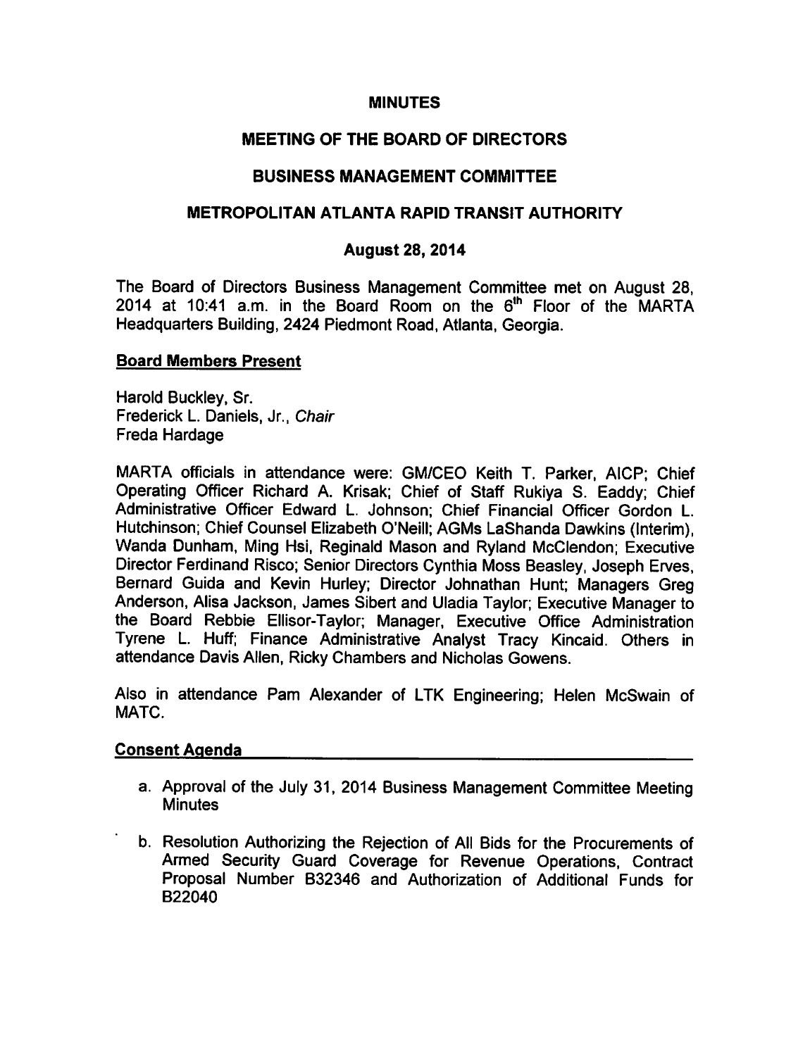# MINUTES

## MEETING OF THE BOARD OF DIRECTORS

## BUSINESS MANAGEMENT COMMITTEE

## METROPOLITAN ATLANTA RAPID TRANSIT AUTHORITY

### August 28, 2014

The Board of Directors Business Management Committee met on August 28, 2014 at 10:41 a.m. in the Board Room on the 6th Floor of the MARTA Headquarters Building, 2424 Piedmont Road, Atlanta, Georgia.

**Board Members Present**

Harold Buckley, Sr.
Frederick L. Daniels, Jr., *Chair*
Freda Hardage

MARTA officials in attendance were: GM/CEO Keith T. Parker, AICP; Chief Operating Officer Richard A. Krisak; Chief of Staff Rukiya S. Eaddy; Chief Administrative Officer Edward L. Johnson; Chief Financial Officer Gordon L. Hutchinson; Chief Counsel Elizabeth O'Neill; AGMs LaShanda Dawkins (Interim), Wanda Dunham, Ming Hsi, Reginald Mason and Ryland McClendon; Executive Director Ferdinand Risco; Senior Directors Cynthia Moss Beasley, Joseph Erves, Bernard Guida and Kevin Hurley; Director Johnathan Hunt; Managers Greg Anderson, Alisa Jackson, James Sibert and Uladia Taylor; Executive Manager to the Board Rebbie Ellisor-Taylor; Manager, Executive Office Administration Tyrene L. Huff; Finance Administrative Analyst Tracy Kincaid. Others in attendance Davis Allen, Ricky Chambers and Nicholas Gowens.

Also in attendance Pam Alexander of LTK Engineering; Helen McSwain of MATC.

**Consent Agenda**

a. Approval of the July 31, 2014 Business Management Committee Meeting Minutes

b. Resolution Authorizing the Rejection of All Bids for the Procurements of Armed Security Guard Coverage for Revenue Operations, Contract Proposal Number B32346 and Authorization of Additional Funds for B22040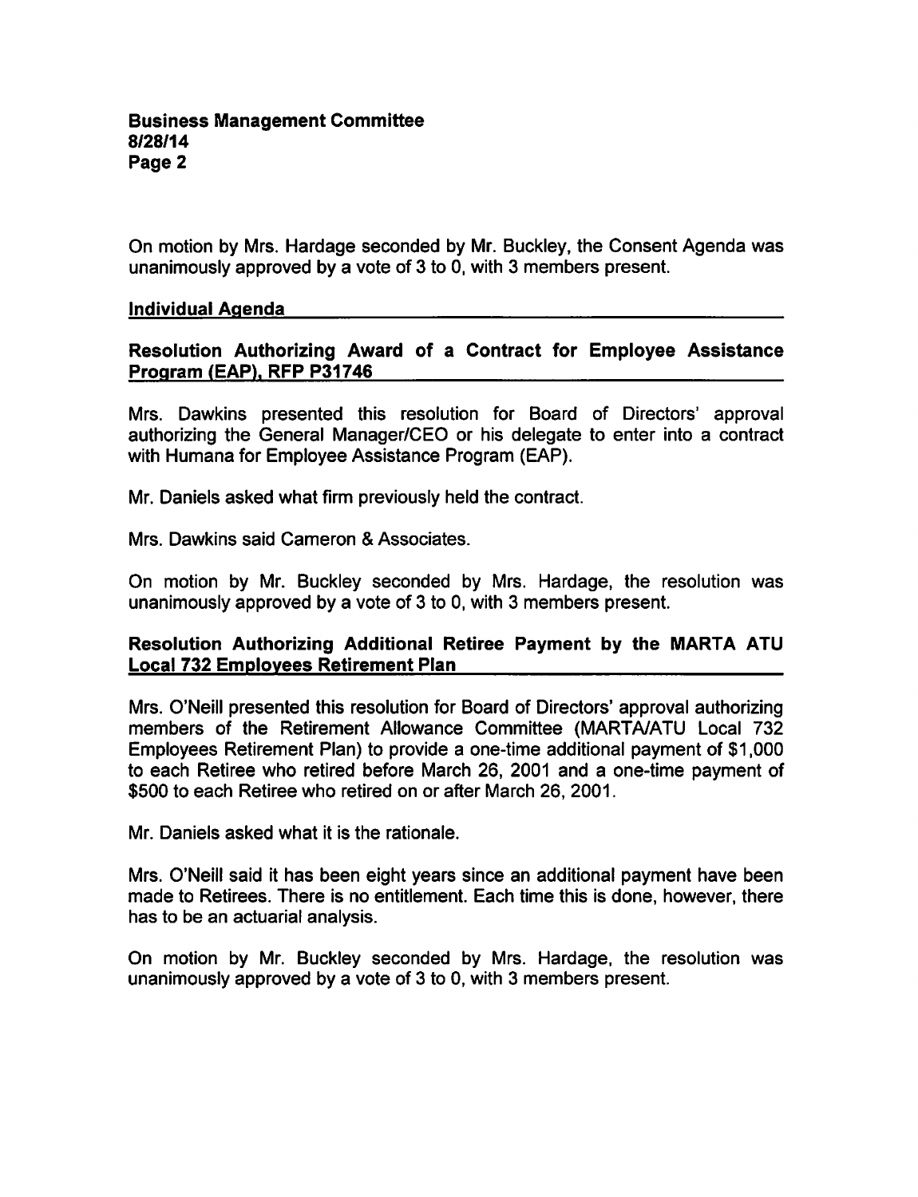On motion by Mrs. Hardage seconded by Mr. Buckley, the Consent Agenda was unanimously approved by a vote of 3 to 0, with 3 members present.

## Individual Agenda

### Resolution Authorizing Award of a Contract for Employee Assistance Program (EAP), RFP P31746

Mrs. Dawkins presented this resolution for Board of Directors' approval authorizing the General Manager/CEO or his delegate to enter into a contract with Humana for Employee Assistance Program (EAP).

Mr. Daniels asked what firm previously held the contract.

Mrs. Dawkins said Cameron & Associates.

On motion by Mr. Buckley seconded by Mrs. Hardage, the resolution was unanimously approved by a vote of 3 to 0, with 3 members present.

### Resolution Authorizing Additional Retiree Payment by the MARTA ATU Local 732 Employees Retirement Plan

Mrs. O'Neill presented this resolution for Board of Directors' approval authorizing members of the Retirement Allowance Committee (MARTA/ATU Local 732 Employees Retirement Plan) to provide a one-time additional payment of $1,000 to each Retiree who retired before March 26, 2001 and a one-time payment of $500 to each Retiree who retired on or after March 26, 2001.

Mr. Daniels asked what it is the rationale.

Mrs. O'Neill said it has been eight years since an additional payment have been made to Retirees. There is no entitlement. Each time this is done, however, there has to be an actuarial analysis.

On motion by Mr. Buckley seconded by Mrs. Hardage, the resolution was unanimously approved by a vote of 3 to 0, with 3 members present.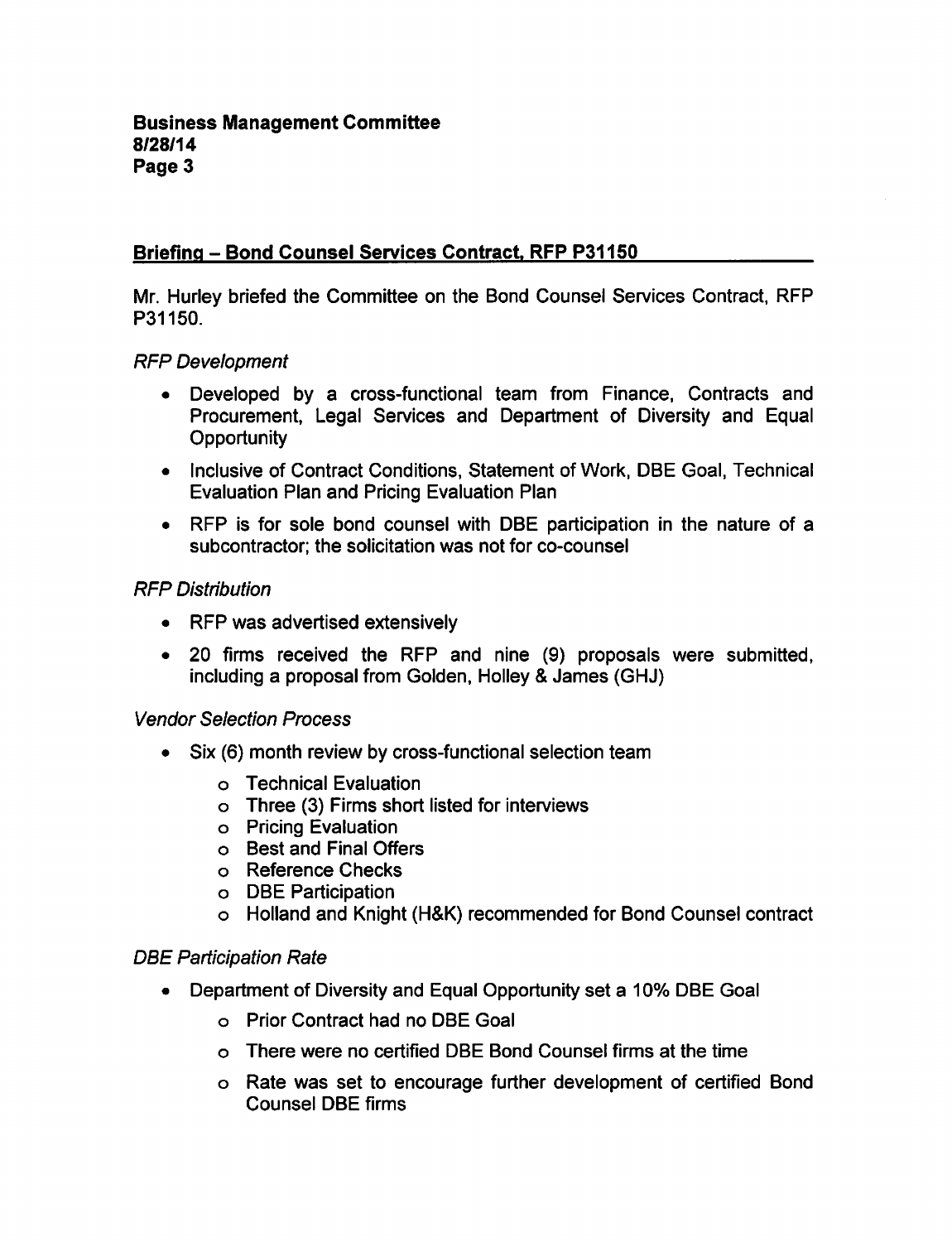## Briefing – Bond Counsel Services Contract, RFP P31150

Mr. Hurley briefed the Committee on the Bond Counsel Services Contract, RFP P31150.

*RFP Development*

- Developed by a cross-functional team from Finance, Contracts and Procurement, Legal Services and Department of Diversity and Equal Opportunity
- Inclusive of Contract Conditions, Statement of Work, DBE Goal, Technical Evaluation Plan and Pricing Evaluation Plan
- RFP is for sole bond counsel with DBE participation in the nature of a subcontractor; the solicitation was not for co-counsel

*RFP Distribution*

- RFP was advertised extensively
- 20 firms received the RFP and nine (9) proposals were submitted, including a proposal from Golden, Holley & James (GHJ)

*Vendor Selection Process*

- Six (6) month review by cross-functional selection team
  - Technical Evaluation
  - Three (3) Firms short listed for interviews
  - Pricing Evaluation
  - Best and Final Offers
  - Reference Checks
  - DBE Participation
  - Holland and Knight (H&K) recommended for Bond Counsel contract

*DBE Participation Rate*

- Department of Diversity and Equal Opportunity set a 10% DBE Goal
  - Prior Contract had no DBE Goal
  - There were no certified DBE Bond Counsel firms at the time
  - Rate was set to encourage further development of certified Bond Counsel DBE firms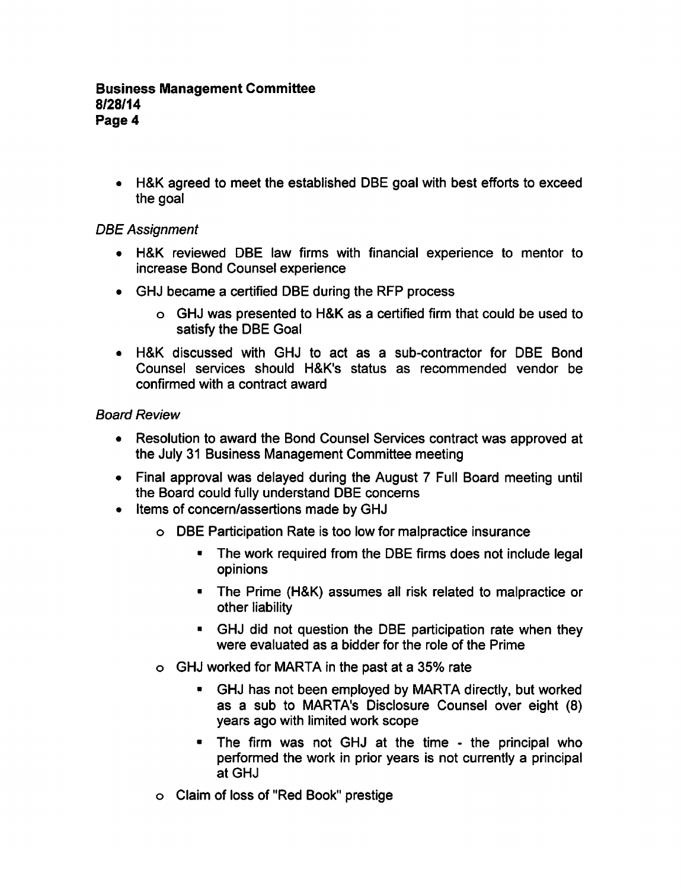- H&K agreed to meet the established DBE goal with best efforts to exceed the goal

*DBE Assignment*

- H&K reviewed DBE law firms with financial experience to mentor to increase Bond Counsel experience
- GHJ became a certified DBE during the RFP process
  - GHJ was presented to H&K as a certified firm that could be used to satisfy the DBE Goal
- H&K discussed with GHJ to act as a sub-contractor for DBE Bond Counsel services should H&K's status as recommended vendor be confirmed with a contract award

*Board Review*

- Resolution to award the Bond Counsel Services contract was approved at the July 31 Business Management Committee meeting
- Final approval was delayed during the August 7 Full Board meeting until the Board could fully understand DBE concerns
- Items of concern/assertions made by GHJ
  - DBE Participation Rate is too low for malpractice insurance
    - The work required from the DBE firms does not include legal opinions
    - The Prime (H&K) assumes all risk related to malpractice or other liability
    - GHJ did not question the DBE participation rate when they were evaluated as a bidder for the role of the Prime
  - GHJ worked for MARTA in the past at a 35% rate
    - GHJ has not been employed by MARTA directly, but worked as a sub to MARTA's Disclosure Counsel over eight (8) years ago with limited work scope
    - The firm was not GHJ at the time - the principal who performed the work in prior years is not currently a principal at GHJ
  - Claim of loss of "Red Book" prestige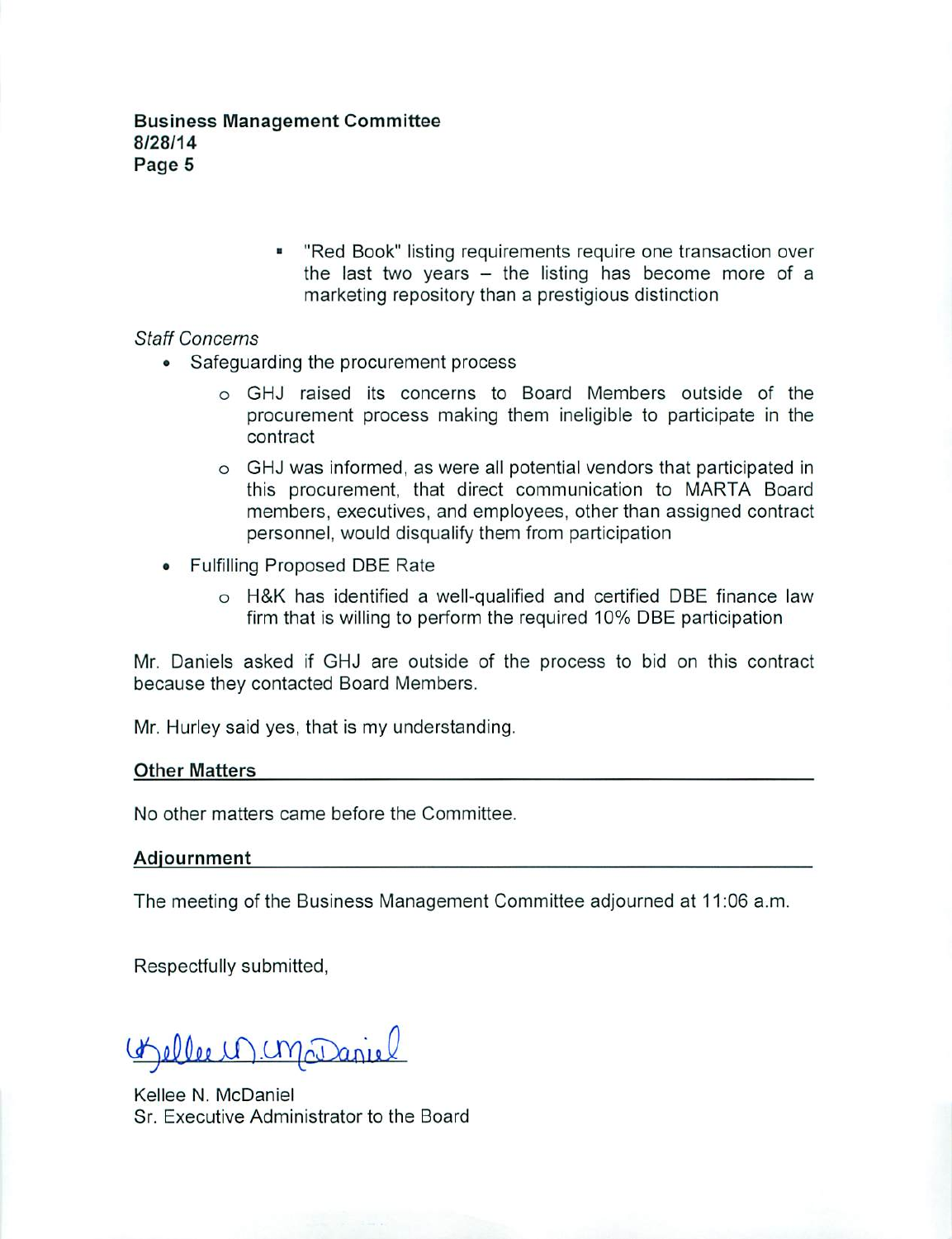- "Red Book" listing requirements require one transaction over the last two years – the listing has become more of a marketing repository than a prestigious distinction

*Staff Concerns*

- Safeguarding the procurement process
  - GHJ raised its concerns to Board Members outside of the procurement process making them ineligible to participate in the contract
  - GHJ was informed, as were all potential vendors that participated in this procurement, that direct communication to MARTA Board members, executives, and employees, other than assigned contract personnel, would disqualify them from participation
- Fulfilling Proposed DBE Rate
  - H&K has identified a well-qualified and certified DBE finance law firm that is willing to perform the required 10% DBE participation

Mr. Daniels asked if GHJ are outside of the process to bid on this contract because they contacted Board Members.

Mr. Hurley said yes, that is my understanding.

**Other Matters**

No other matters came before the Committee.

**Adjournment**

The meeting of the Business Management Committee adjourned at 11:06 a.m.

Respectfully submitted,

Kellee N. McDaniel

Kellee N. McDaniel
Sr. Executive Administrator to the Board